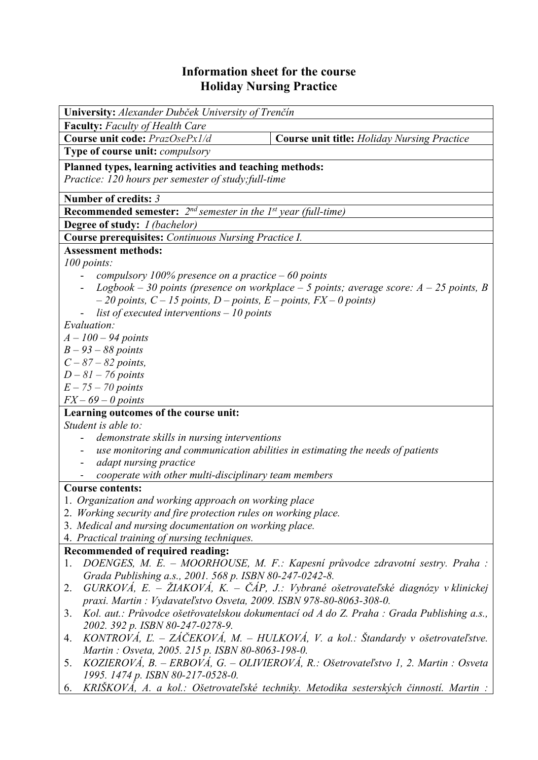# Information sheet for the course
# Holiday Nursing Practice

**University:** *Alexander Dubček University of Trenčín*

**Faculty:** *Faculty of Health Care*

| **Course unit code:** *PrazOsePx1/d* | **Course unit title:** *Holiday Nursing Practice* |
|---|---|

**Type of course unit:** *compulsory*

**Planned types, learning activities and teaching methods:**
*Practice: 120 hours per semester of study;full-time*

**Number of credits:** *3*

**Recommended semester:** *2nd semester in the 1st year (full-time)*

**Degree of study:** *I (bachelor)*

**Course prerequisites:** *Continuous Nursing Practice I.*

**Assessment methods:**
*100 points:*
- *compulsory 100% presence on a practice – 60 points*
- *Logbook – 30 points (presence on workplace – 5 points; average score: A – 25 points, B – 20 points, C – 15 points, D – points, E – points, FX – 0 points)*
- *list of executed interventions – 10 points*

*Evaluation:*
*A – 100 – 94 points*
*B – 93 – 88 points*
*C – 87 – 82 points,*
*D – 81 – 76 points*
*E – 75 – 70 points*
*FX – 69 – 0 points*

**Learning outcomes of the course unit:**
*Student is able to:*
- *demonstrate skills in nursing interventions*
- *use monitoring and communication abilities in estimating the needs of patients*
- *adapt nursing practice*
- *cooperate with other multi-disciplinary team members*

**Course contents:**
1. *Organization and working approach on working place*
2. *Working security and fire protection rules on working place.*
3. *Medical and nursing documentation on working place.*
4. *Practical training of nursing techniques.*

**Recommended of required reading:**
1. *DOENGES, M. E. – MOORHOUSE, M. F.: Kapesní průvodce zdravotní sestry. Praha : Grada Publishing a.s., 2001. 568 p. ISBN 80-247-0242-8.*
2. *GURKOVÁ, E. – ŽIAKOVÁ, K. – ČÁP, J.: Vybrané ošetrovateľské diagnózy v klinickej praxi. Martin : Vydavateľstvo Osveta, 2009. ISBN 978-80-8063-308-0.*
3. *Kol. aut.: Průvodce ošetřovatelskou dokumentací od A do Z. Praha : Grada Publishing a.s., 2002. 392 p. ISBN 80-247-0278-9.*
4. *KONTROVÁ, Ľ. – ZÁČEKOVÁ, M. – HULKOVÁ, V. a kol.: Štandardy v ošetrovateľstve. Martin : Osveta, 2005. 215 p. ISBN 80-8063-198-0.*
5. *KOZIEROVÁ, B. – ERBOVÁ, G. – OLIVIEROVÁ, R.: Ošetrovateľstvo 1, 2. Martin : Osveta 1995. 1474 p. ISBN 80-217-0528-0.*
6. *KRIŠKOVÁ, A. a kol.: Ošetrovateľské techniky. Metodika sesterských činností. Martin :*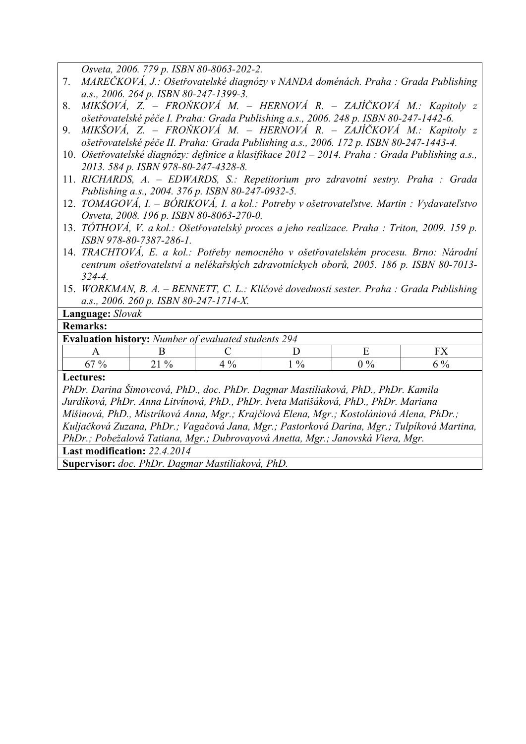*Osveta, 2006. 779 p. ISBN 80-8063-202-2.*

7. *MAREČKOVÁ, J.: Ošetřovatelské diagnózy v NANDA doménách. Praha : Grada Publishing a.s., 2006. 264 p. ISBN 80-247-1399-3.*
8. *MIKŠOVÁ, Z. – FROŇKOVÁ M. – HERNOVÁ R. – ZAJÍČKOVÁ M.: Kapitoly z ošetřovatelské péče I. Praha: Grada Publishing a.s., 2006. 248 p. ISBN 80-247-1442-6.*
9. *MIKŠOVÁ, Z. – FROŇKOVÁ M. – HERNOVÁ R. – ZAJÍČKOVÁ M.: Kapitoly z ošetřovatelské péče II. Praha: Grada Publishing a.s., 2006. 172 p. ISBN 80-247-1443-4.*
10. *Ošetřovatelské diagnózy: definice a klasifikace 2012 – 2014. Praha : Grada Publishing a.s., 2013. 584 p. ISBN 978-80-247-4328-8.*
11. *RICHARDS, A. – EDWARDS, S.: Repetitorium pro zdravotní sestry. Praha : Grada Publishing a.s., 2004. 376 p. ISBN 80-247-0932-5.*
12. *TOMAGOVÁ, I. – BÓRIKOVÁ, I. a kol.: Potreby v ošetrovateľstve. Martin : Vydavateľstvo Osveta, 2008. 196 p. ISBN 80-8063-270-0.*
13. *TÓTHOVÁ, V. a kol.: Ošetřovatelský proces a jeho realizace. Praha : Triton, 2009. 159 p. ISBN 978-80-7387-286-1.*
14. *TRACHTOVÁ, E. a kol.: Potřeby nemocného v ošetřovatelském procesu. Brno: Národní centrum ošetřovatelství a nelékařských zdravotníckych oborů, 2005. 186 p. ISBN 80-7013-324-4.*
15. *WORKMAN, B. A. – BENNETT, C. L.: Klíčové dovednosti sester. Praha : Grada Publishing a.s., 2006. 260 p. ISBN 80-247-1714-X.*

**Language:** *Slovak*

**Remarks:**

**Evaluation history:** *Number of evaluated students 294*

| A | B | C | D | E | FX |
|---|---|---|---|---|---|
| 67 % | 21 % | 4 % | 1 % | 0 % | 6 % |

**Lectures:**

*PhDr. Darina Šimovcová, PhD., doc. PhDr. Dagmar Mastiliaková, PhD., PhDr. Kamila Jurdíková, PhDr. Anna Litvínová, PhD., PhDr. Iveta Matišáková, PhD., PhDr. Mariana Mišinová, PhD., Mistríková Anna, Mgr.; Krajčiová Elena, Mgr.; Kostolániová Alena, PhDr.; Kuljačková Zuzana, PhDr.; Vagačová Jana, Mgr.; Pastorková Darina, Mgr.; Tulpíková Martina, PhDr.; Pobežalová Tatiana, Mgr.; Dubrovayová Anetta, Mgr.; Janovská Viera, Mgr.*

**Last modification:** *22.4.2014*

**Supervisor:** *doc. PhDr. Dagmar Mastiliaková, PhD.*